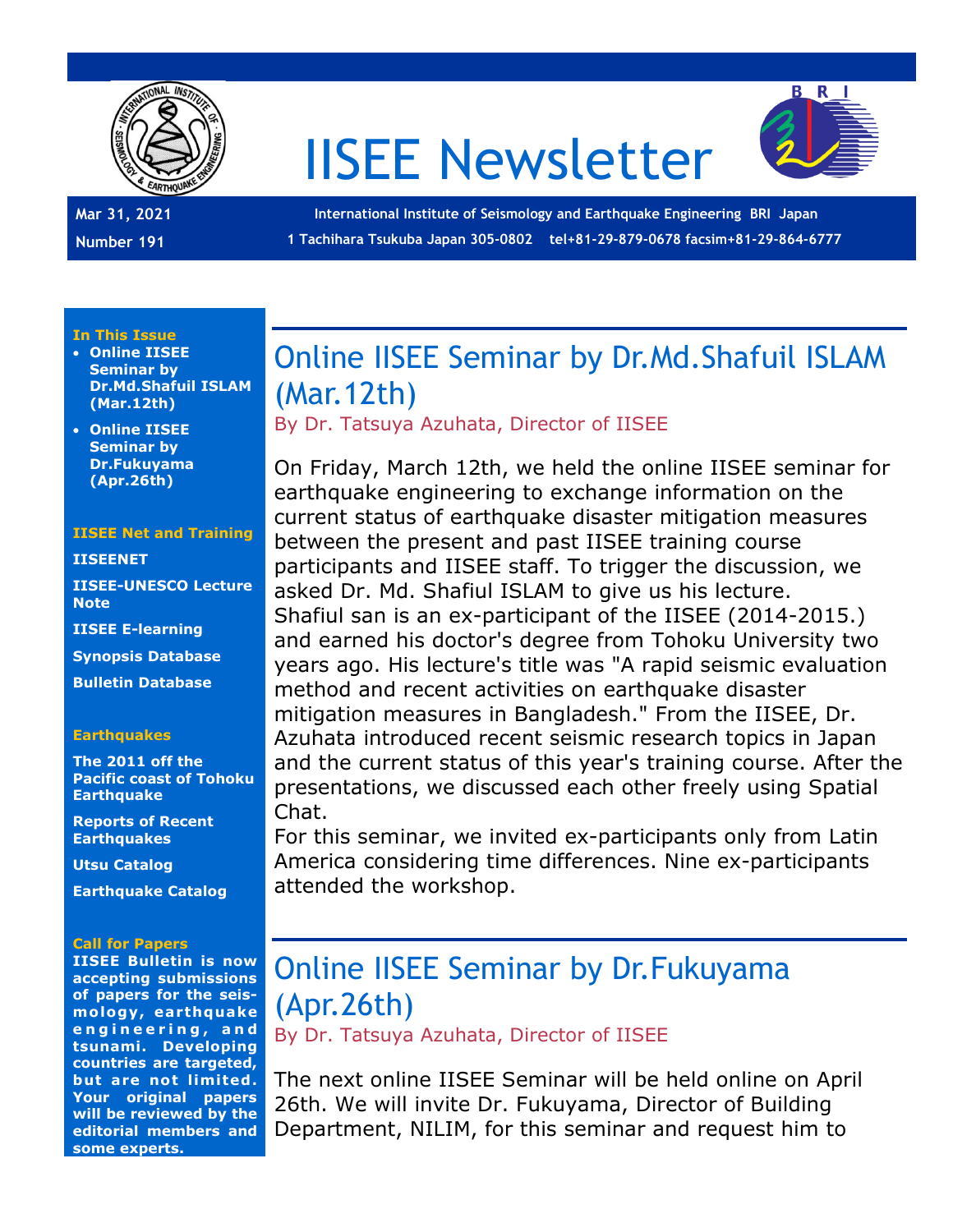# IISEE Newsletter

Mar 31, 2021
Number 191

International Institute of Seismology and Earthquake Engineering BRI Japan
1 Tachihara Tsukuba Japan 305-0802 tel+81-29-879-0678 facsim+81-29-864-6777

**In This Issue**

- **Online IISEE Seminar by Dr.Md.Shafuil ISLAM (Mar.12th)**
- **Online IISEE Seminar by Dr.Fukuyama (Apr.26th)**

**IISEE Net and Training**

**IISEENET**

**IISEE-UNESCO Lecture Note**

**IISEE E-learning**

**Synopsis Database**

**Bulletin Database**

**Earthquakes**

**The 2011 off the Pacific coast of Tohoku Earthquake**

**Reports of Recent Earthquakes**

**Utsu Catalog**

**Earthquake Catalog**

**Call for Papers**

**IISEE Bulletin is now accepting submissions of papers for the seismology, earthquake engineering, and tsunami. Developing countries are targeted, but are not limited. Your original papers will be reviewed by the editorial members and some experts.**

## Online IISEE Seminar by Dr.Md.Shafuil ISLAM (Mar.12th)

By Dr. Tatsuya Azuhata, Director of IISEE

On Friday, March 12th, we held the online IISEE seminar for earthquake engineering to exchange information on the current status of earthquake disaster mitigation measures between the present and past IISEE training course participants and IISEE staff. To trigger the discussion, we asked Dr. Md. Shafiul ISLAM to give us his lecture. Shafiul san is an ex-participant of the IISEE (2014-2015.) and earned his doctor's degree from Tohoku University two years ago. His lecture's title was "A rapid seismic evaluation method and recent activities on earthquake disaster mitigation measures in Bangladesh." From the IISEE, Dr. Azuhata introduced recent seismic research topics in Japan and the current status of this year's training course. After the presentations, we discussed each other freely using Spatial Chat.
For this seminar, we invited ex-participants only from Latin America considering time differences. Nine ex-participants attended the workshop.

## Online IISEE Seminar by Dr.Fukuyama (Apr.26th)

By Dr. Tatsuya Azuhata, Director of IISEE

The next online IISEE Seminar will be held online on April 26th. We will invite Dr. Fukuyama, Director of Building Department, NILIM, for this seminar and request him to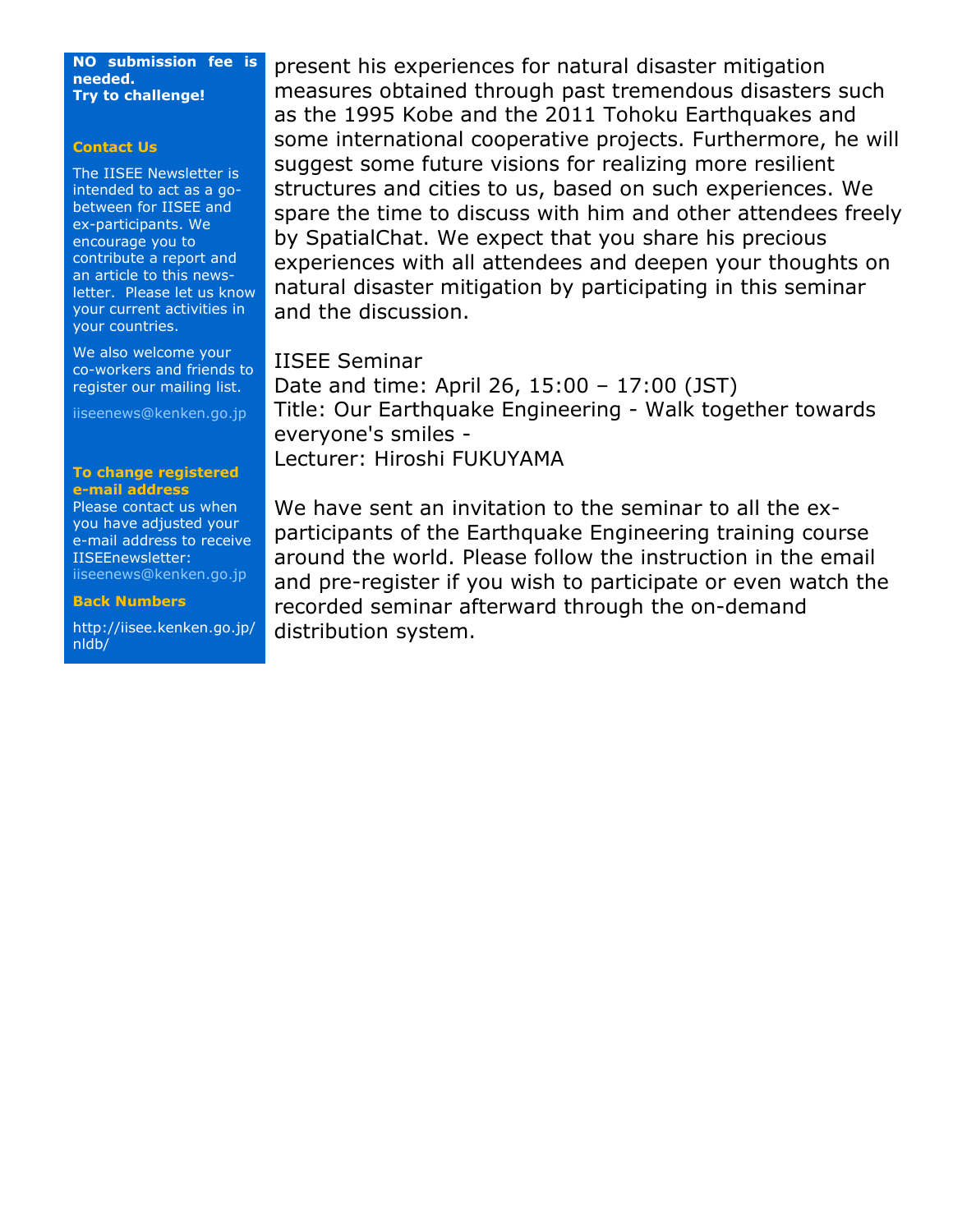present his experiences for natural disaster mitigation measures obtained through past tremendous disasters such as the 1995 Kobe and the 2011 Tohoku Earthquakes and some international cooperative projects. Furthermore, he will suggest some future visions for realizing more resilient structures and cities to us, based on such experiences. We spare the time to discuss with him and other attendees freely by SpatialChat. We expect that you share his precious experiences with all attendees and deepen your thoughts on natural disaster mitigation by participating in this seminar and the discussion.

IISEE Seminar
Date and time: April 26, 15:00 – 17:00 (JST)
Title: Our Earthquake Engineering - Walk together towards everyone's smiles -
Lecturer: Hiroshi FUKUYAMA

We have sent an invitation to the seminar to all the ex-participants of the Earthquake Engineering training course around the world. Please follow the instruction in the email and pre-register if you wish to participate or even watch the recorded seminar afterward through the on-demand distribution system.

**NO submission fee is needed.**
**Try to challenge!**

**Contact Us**

The IISEE Newsletter is intended to act as a go-between for IISEE and ex-participants. We encourage you to contribute a report and an article to this news-letter. Please let us know your current activities in your countries.

We also welcome your co-workers and friends to register our mailing list.

iiseenews@kenken.go.jp

**To change registered e-mail address**

Please contact us when you have adjusted your e-mail address to receive IISEEnewsletter:
iiseenews@kenken.go.jp

**Back Numbers**

http://iisee.kenken.go.jp/nldb/